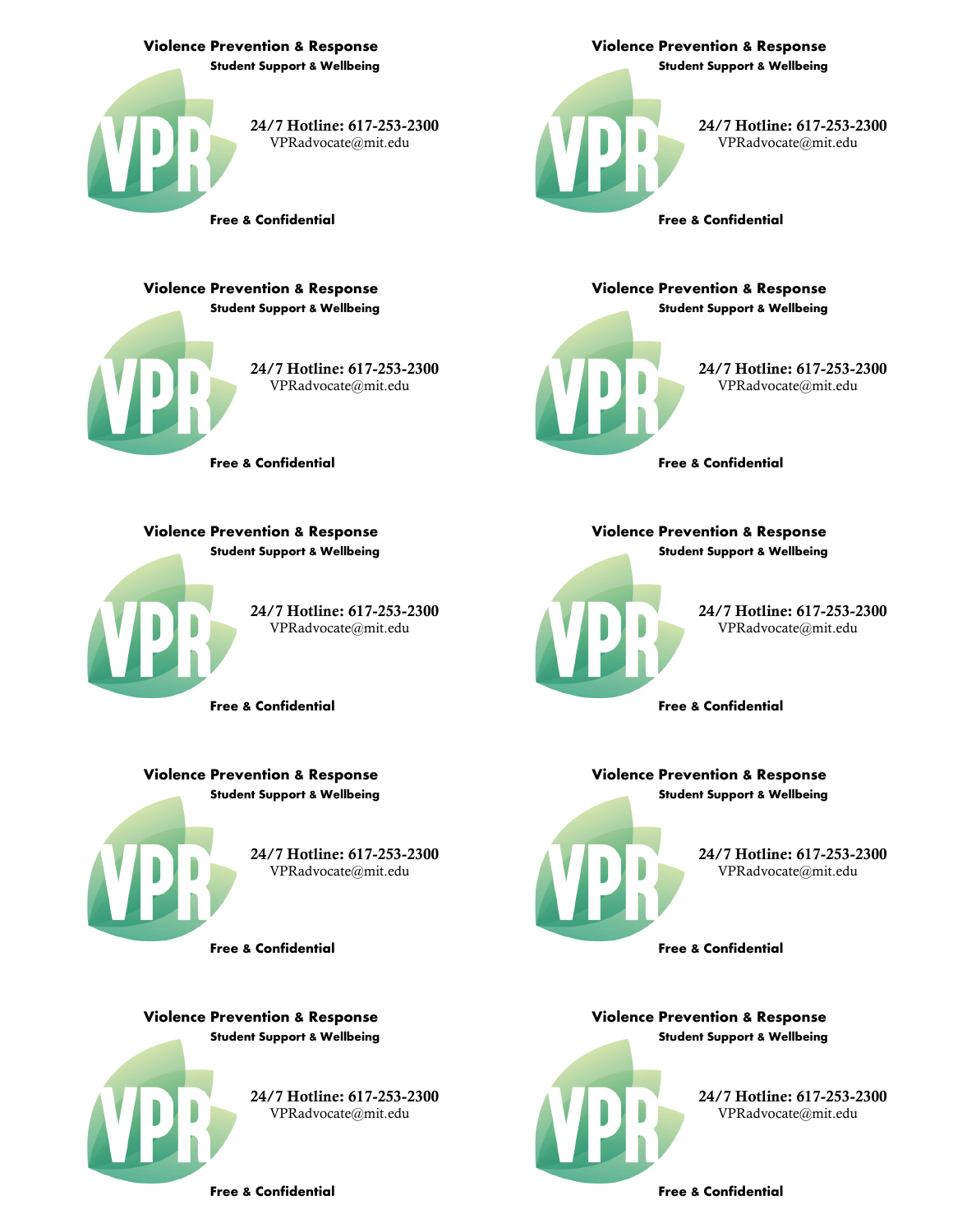**Violence Prevention & Response**
**Student Support & Wellbeing**

VPR

**24/7 Hotline: 617-253-2300**
VPRadvocate@mit.edu

**Free & Confidential**

**Violence Prevention & Response**
**Student Support & Wellbeing**

VPR

**24/7 Hotline: 617-253-2300**
VPRadvocate@mit.edu

**Free & Confidential**

**Violence Prevention & Response**
**Student Support & Wellbeing**

VPR

**24/7 Hotline: 617-253-2300**
VPRadvocate@mit.edu

**Free & Confidential**

**Violence Prevention & Response**
**Student Support & Wellbeing**

VPR

**24/7 Hotline: 617-253-2300**
VPRadvocate@mit.edu

**Free & Confidential**

**Violence Prevention & Response**
**Student Support & Wellbeing**

VPR

**24/7 Hotline: 617-253-2300**
VPRadvocate@mit.edu

**Free & Confidential**

**Violence Prevention & Response**
**Student Support & Wellbeing**

VPR

**24/7 Hotline: 617-253-2300**
VPRadvocate@mit.edu

**Free & Confidential**

**Violence Prevention & Response**
**Student Support & Wellbeing**

VPR

**24/7 Hotline: 617-253-2300**
VPRadvocate@mit.edu

**Free & Confidential**

**Violence Prevention & Response**
**Student Support & Wellbeing**

VPR

**24/7 Hotline: 617-253-2300**
VPRadvocate@mit.edu

**Free & Confidential**

**Violence Prevention & Response**
**Student Support & Wellbeing**

VPR

**24/7 Hotline: 617-253-2300**
VPRadvocate@mit.edu

**Free & Confidential**

**Violence Prevention & Response**
**Student Support & Wellbeing**

VPR

**24/7 Hotline: 617-253-2300**
VPRadvocate@mit.edu

**Free & Confidential**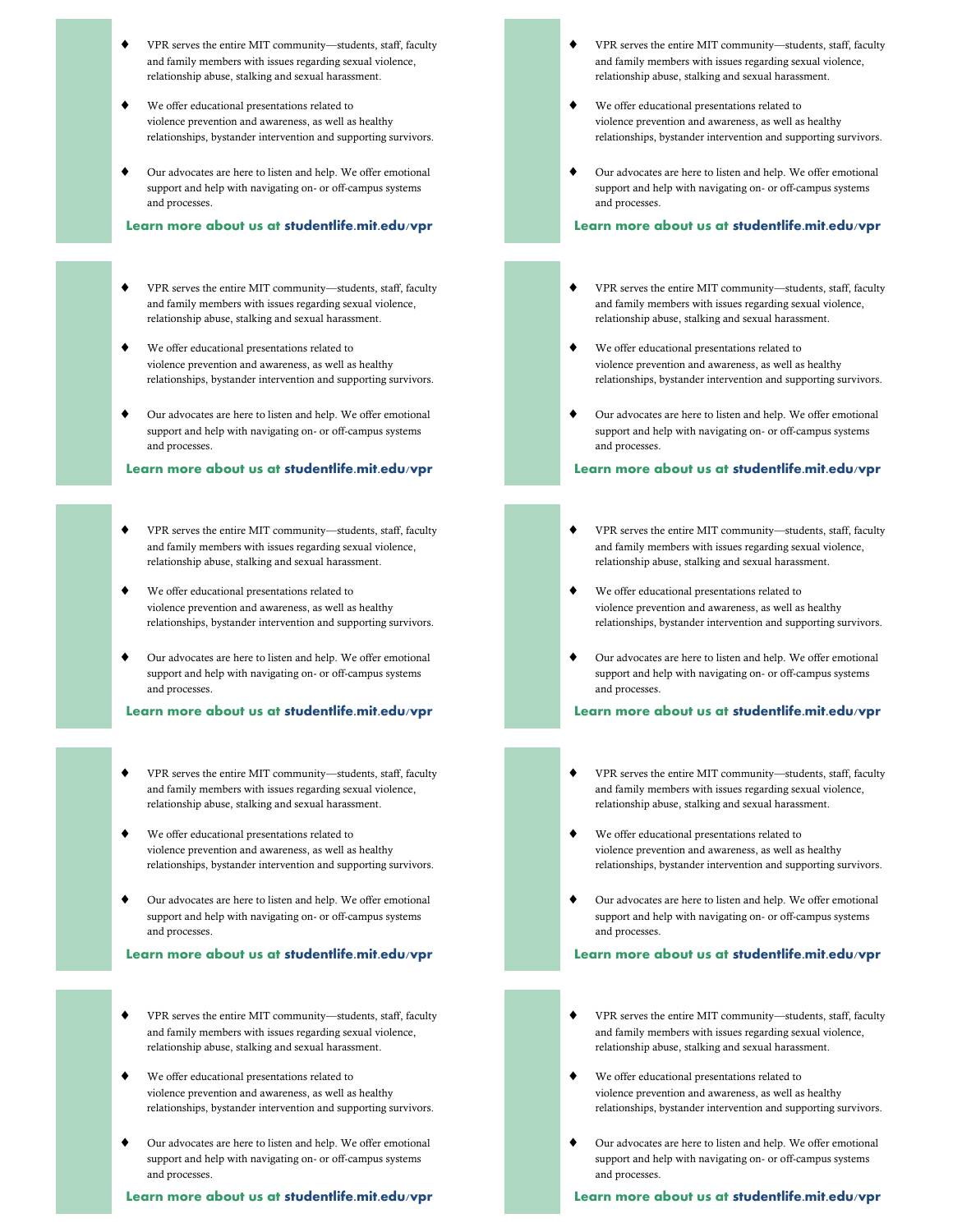- VPR serves the entire MIT community—students, staff, faculty and family members with issues regarding sexual violence, relationship abuse, stalking and sexual harassment.
- We offer educational presentations related to violence prevention and awareness, as well as healthy relationships, bystander intervention and supporting survivors.
- Our advocates are here to listen and help. We offer emotional support and help with navigating on- or off-campus systems and processes.

**Learn more about us at studentlife.mit.edu/vpr**

- VPR serves the entire MIT community—students, staff, faculty and family members with issues regarding sexual violence, relationship abuse, stalking and sexual harassment.
- We offer educational presentations related to violence prevention and awareness, as well as healthy relationships, bystander intervention and supporting survivors.
- Our advocates are here to listen and help. We offer emotional support and help with navigating on- or off-campus systems and processes.

**Learn more about us at studentlife.mit.edu/vpr**

- VPR serves the entire MIT community—students, staff, faculty and family members with issues regarding sexual violence, relationship abuse, stalking and sexual harassment.
- We offer educational presentations related to violence prevention and awareness, as well as healthy relationships, bystander intervention and supporting survivors.
- Our advocates are here to listen and help. We offer emotional support and help with navigating on- or off-campus systems and processes.

**Learn more about us at studentlife.mit.edu/vpr**

- VPR serves the entire MIT community—students, staff, faculty and family members with issues regarding sexual violence, relationship abuse, stalking and sexual harassment.
- We offer educational presentations related to violence prevention and awareness, as well as healthy relationships, bystander intervention and supporting survivors.
- Our advocates are here to listen and help. We offer emotional support and help with navigating on- or off-campus systems and processes.

**Learn more about us at studentlife.mit.edu/vpr**

- VPR serves the entire MIT community—students, staff, faculty and family members with issues regarding sexual violence, relationship abuse, stalking and sexual harassment.
- We offer educational presentations related to violence prevention and awareness, as well as healthy relationships, bystander intervention and supporting survivors.
- Our advocates are here to listen and help. We offer emotional support and help with navigating on- or off-campus systems and processes.

**Learn more about us at studentlife.mit.edu/vpr**

- VPR serves the entire MIT community—students, staff, faculty and family members with issues regarding sexual violence, relationship abuse, stalking and sexual harassment.
- We offer educational presentations related to violence prevention and awareness, as well as healthy relationships, bystander intervention and supporting survivors.
- Our advocates are here to listen and help. We offer emotional support and help with navigating on- or off-campus systems and processes.

**Learn more about us at studentlife.mit.edu/vpr**

- VPR serves the entire MIT community—students, staff, faculty and family members with issues regarding sexual violence, relationship abuse, stalking and sexual harassment.
- We offer educational presentations related to violence prevention and awareness, as well as healthy relationships, bystander intervention and supporting survivors.
- Our advocates are here to listen and help. We offer emotional support and help with navigating on- or off-campus systems and processes.

**Learn more about us at studentlife.mit.edu/vpr**

- VPR serves the entire MIT community—students, staff, faculty and family members with issues regarding sexual violence, relationship abuse, stalking and sexual harassment.
- We offer educational presentations related to violence prevention and awareness, as well as healthy relationships, bystander intervention and supporting survivors.
- Our advocates are here to listen and help. We offer emotional support and help with navigating on- or off-campus systems and processes.

**Learn more about us at studentlife.mit.edu/vpr**

- VPR serves the entire MIT community—students, staff, faculty and family members with issues regarding sexual violence, relationship abuse, stalking and sexual harassment.
- We offer educational presentations related to violence prevention and awareness, as well as healthy relationships, bystander intervention and supporting survivors.
- Our advocates are here to listen and help. We offer emotional support and help with navigating on- or off-campus systems and processes.

**Learn more about us at studentlife.mit.edu/vpr**

- VPR serves the entire MIT community—students, staff, faculty and family members with issues regarding sexual violence, relationship abuse, stalking and sexual harassment.
- We offer educational presentations related to violence prevention and awareness, as well as healthy relationships, bystander intervention and supporting survivors.
- Our advocates are here to listen and help. We offer emotional support and help with navigating on- or off-campus systems and processes.

**Learn more about us at studentlife.mit.edu/vpr**